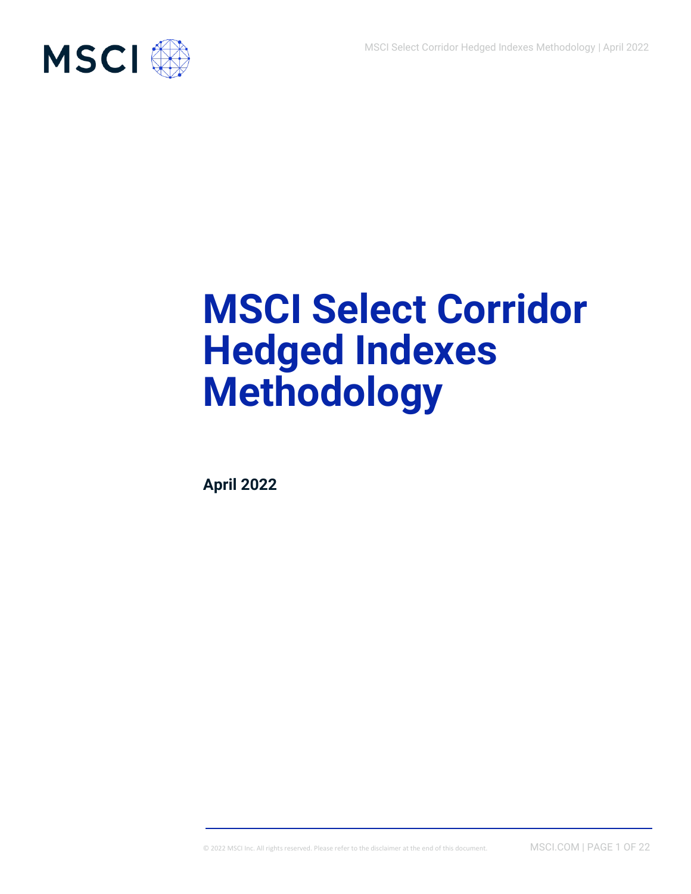# MSCI Select Corridor Hedged Indexes Methodology

**April 2022**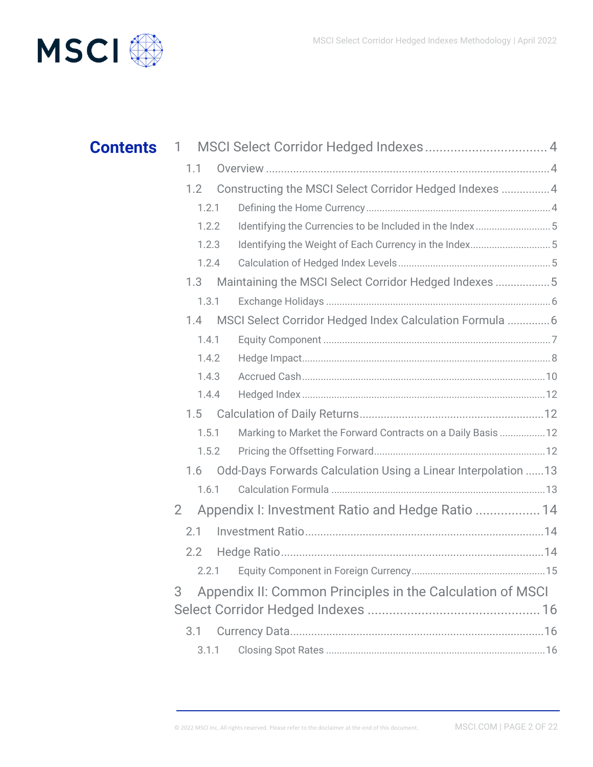# Contents

1 MSCI Select Corridor Hedged Indexes .................................. 4

- 1.1 Overview ................................................................................ 4
- 1.2 Constructing the MSCI Select Corridor Hedged Indexes ............... 4
  - 1.2.1 Defining the Home Currency ................................................ 4
  - 1.2.2 Identifying the Currencies to be Included in the Index ............ 5
  - 1.2.3 Identifying the Weight of Each Currency in the Index .............. 5
  - 1.2.4 Calculation of Hedged Index Levels ........................................ 5
- 1.3 Maintaining the MSCI Select Corridor Hedged Indexes .................. 5
  - 1.3.1 Exchange Holidays ............................................................... 6
- 1.4 MSCI Select Corridor Hedged Index Calculation Formula .............. 6
  - 1.4.1 Equity Component ................................................................ 7
  - 1.4.2 Hedge Impact ....................................................................... 8
  - 1.4.3 Accrued Cash ...................................................................... 10
  - 1.4.4 Hedged Index ...................................................................... 12
- 1.5 Calculation of Daily Returns ....................................................... 12
  - 1.5.1 Marking to Market the Forward Contracts on a Daily Basis ........ 12
  - 1.5.2 Pricing the Offsetting Forward ............................................... 12
- 1.6 Odd-Days Forwards Calculation Using a Linear Interpolation ...... 13
  - 1.6.1 Calculation Formula ............................................................. 13

2 Appendix I: Investment Ratio and Hedge Ratio .................. 14

- 2.1 Investment Ratio ........................................................................ 14
- 2.2 Hedge Ratio ............................................................................... 14
  - 2.2.1 Equity Component in Foreign Currency ................................. 15

3 Appendix II: Common Principles in the Calculation of MSCI Select Corridor Hedged Indexes ................................................ 16

- 3.1 Currency Data ............................................................................ 16
  - 3.1.1 Closing Spot Rates ............................................................... 16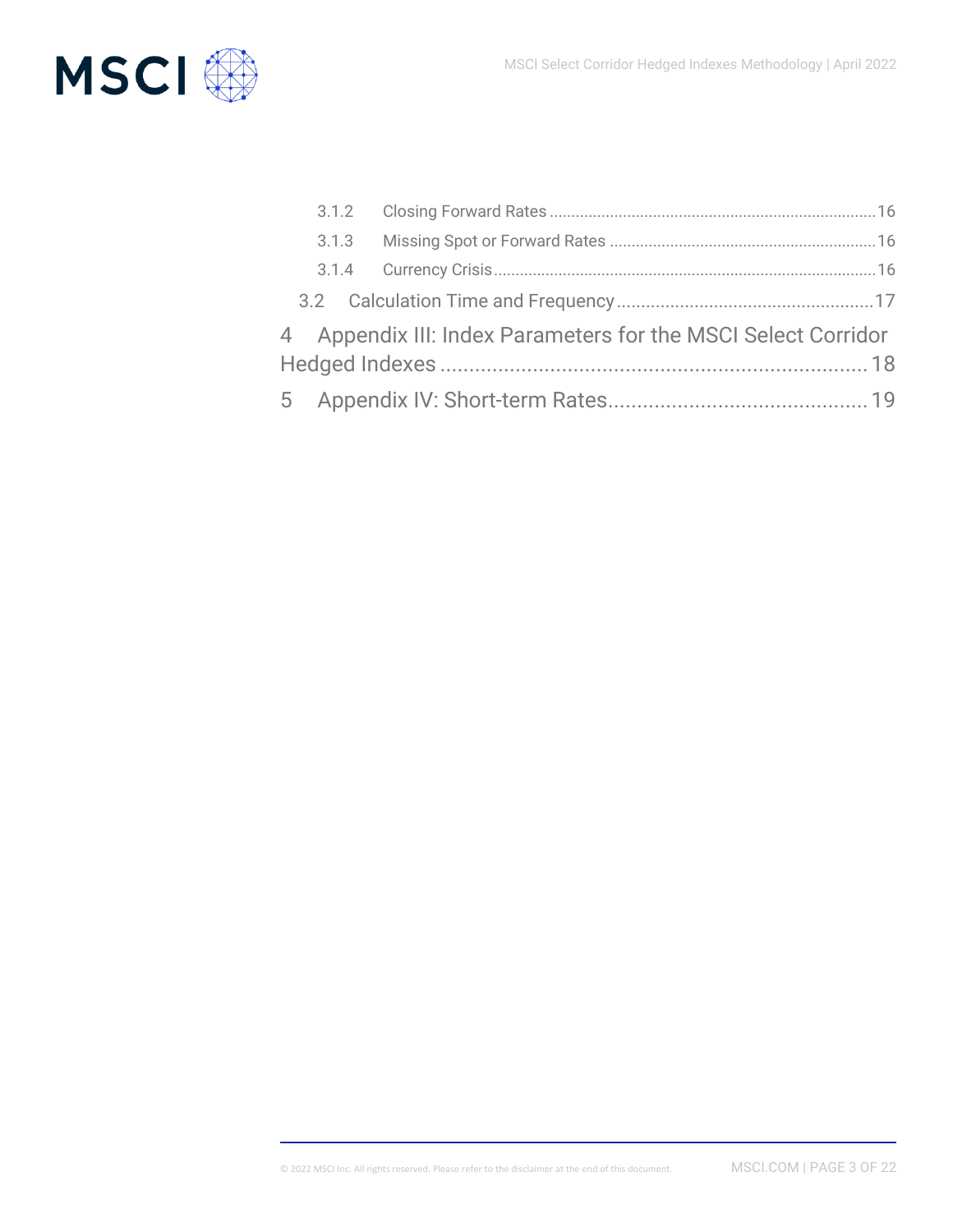3.1.2 Closing Forward Rates ........................................................................16

3.1.3 Missing Spot or Forward Rates ..........................................................16

3.1.4 Currency Crisis ....................................................................................16

3.2 Calculation Time and Frequency ...................................................17

4 Appendix III: Index Parameters for the MSCI Select Corridor Hedged Indexes ........................................................................ 18

5 Appendix IV: Short-term Rates........................................... 19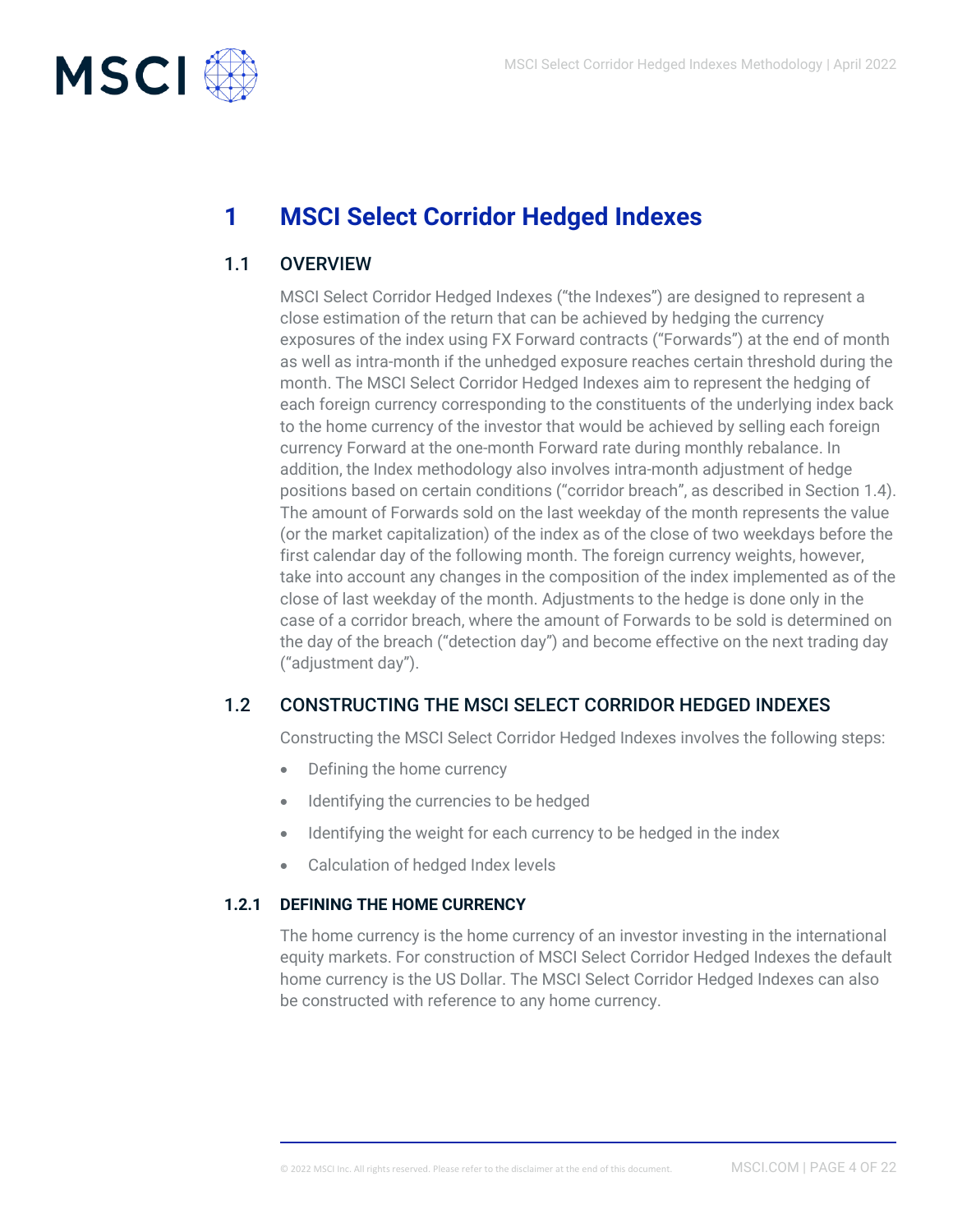# 1 MSCI Select Corridor Hedged Indexes

## 1.1 OVERVIEW

MSCI Select Corridor Hedged Indexes ("the Indexes") are designed to represent a close estimation of the return that can be achieved by hedging the currency exposures of the index using FX Forward contracts ("Forwards") at the end of month as well as intra-month if the unhedged exposure reaches certain threshold during the month. The MSCI Select Corridor Hedged Indexes aim to represent the hedging of each foreign currency corresponding to the constituents of the underlying index back to the home currency of the investor that would be achieved by selling each foreign currency Forward at the one-month Forward rate during monthly rebalance. In addition, the Index methodology also involves intra-month adjustment of hedge positions based on certain conditions ("corridor breach", as described in Section 1.4). The amount of Forwards sold on the last weekday of the month represents the value (or the market capitalization) of the index as of the close of two weekdays before the first calendar day of the following month. The foreign currency weights, however, take into account any changes in the composition of the index implemented as of the close of last weekday of the month. Adjustments to the hedge is done only in the case of a corridor breach, where the amount of Forwards to be sold is determined on the day of the breach ("detection day") and become effective on the next trading day ("adjustment day").

## 1.2 CONSTRUCTING THE MSCI SELECT CORRIDOR HEDGED INDEXES

Constructing the MSCI Select Corridor Hedged Indexes involves the following steps:

- Defining the home currency
- Identifying the currencies to be hedged
- Identifying the weight for each currency to be hedged in the index
- Calculation of hedged Index levels

### 1.2.1 DEFINING THE HOME CURRENCY

The home currency is the home currency of an investor investing in the international equity markets. For construction of MSCI Select Corridor Hedged Indexes the default home currency is the US Dollar. The MSCI Select Corridor Hedged Indexes can also be constructed with reference to any home currency.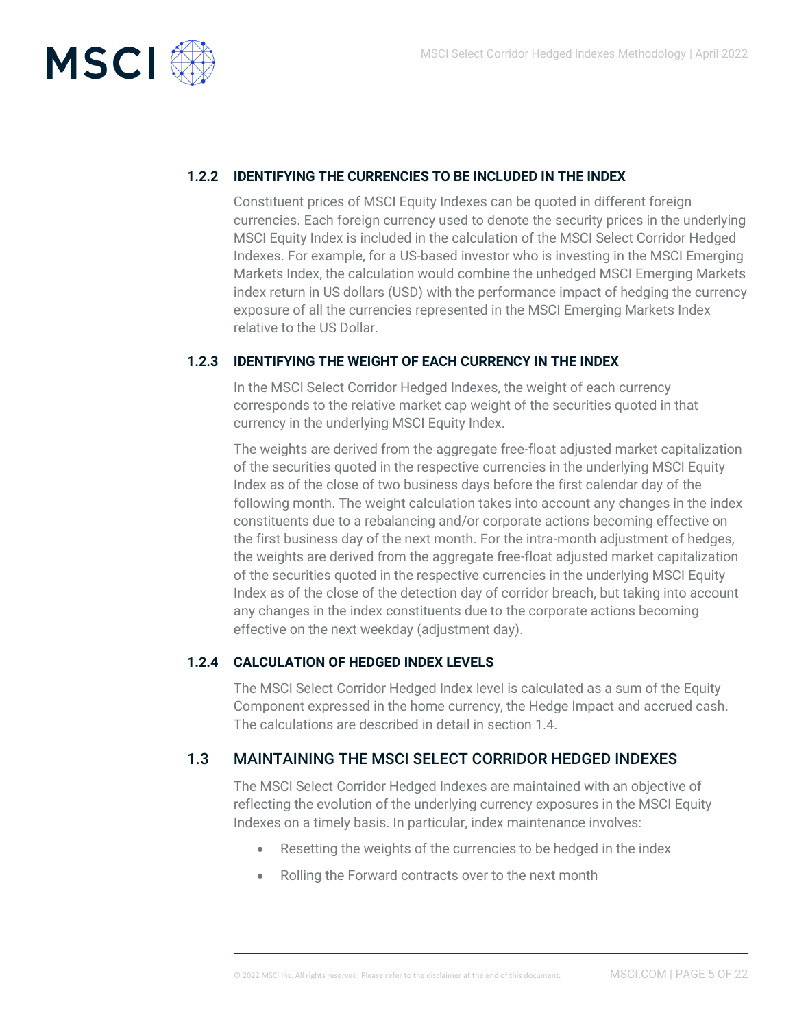### 1.2.2 IDENTIFYING THE CURRENCIES TO BE INCLUDED IN THE INDEX

Constituent prices of MSCI Equity Indexes can be quoted in different foreign currencies. Each foreign currency used to denote the security prices in the underlying MSCI Equity Index is included in the calculation of the MSCI Select Corridor Hedged Indexes. For example, for a US-based investor who is investing in the MSCI Emerging Markets Index, the calculation would combine the unhedged MSCI Emerging Markets index return in US dollars (USD) with the performance impact of hedging the currency exposure of all the currencies represented in the MSCI Emerging Markets Index relative to the US Dollar.

### 1.2.3 IDENTIFYING THE WEIGHT OF EACH CURRENCY IN THE INDEX

In the MSCI Select Corridor Hedged Indexes, the weight of each currency corresponds to the relative market cap weight of the securities quoted in that currency in the underlying MSCI Equity Index.

The weights are derived from the aggregate free-float adjusted market capitalization of the securities quoted in the respective currencies in the underlying MSCI Equity Index as of the close of two business days before the first calendar day of the following month. The weight calculation takes into account any changes in the index constituents due to a rebalancing and/or corporate actions becoming effective on the first business day of the next month. For the intra-month adjustment of hedges, the weights are derived from the aggregate free-float adjusted market capitalization of the securities quoted in the respective currencies in the underlying MSCI Equity Index as of the close of the detection day of corridor breach, but taking into account any changes in the index constituents due to the corporate actions becoming effective on the next weekday (adjustment day).

### 1.2.4 CALCULATION OF HEDGED INDEX LEVELS

The MSCI Select Corridor Hedged Index level is calculated as a sum of the Equity Component expressed in the home currency, the Hedge Impact and accrued cash. The calculations are described in detail in section 1.4.

## 1.3 MAINTAINING THE MSCI SELECT CORRIDOR HEDGED INDEXES

The MSCI Select Corridor Hedged Indexes are maintained with an objective of reflecting the evolution of the underlying currency exposures in the MSCI Equity Indexes on a timely basis. In particular, index maintenance involves:

- Resetting the weights of the currencies to be hedged in the index
- Rolling the Forward contracts over to the next month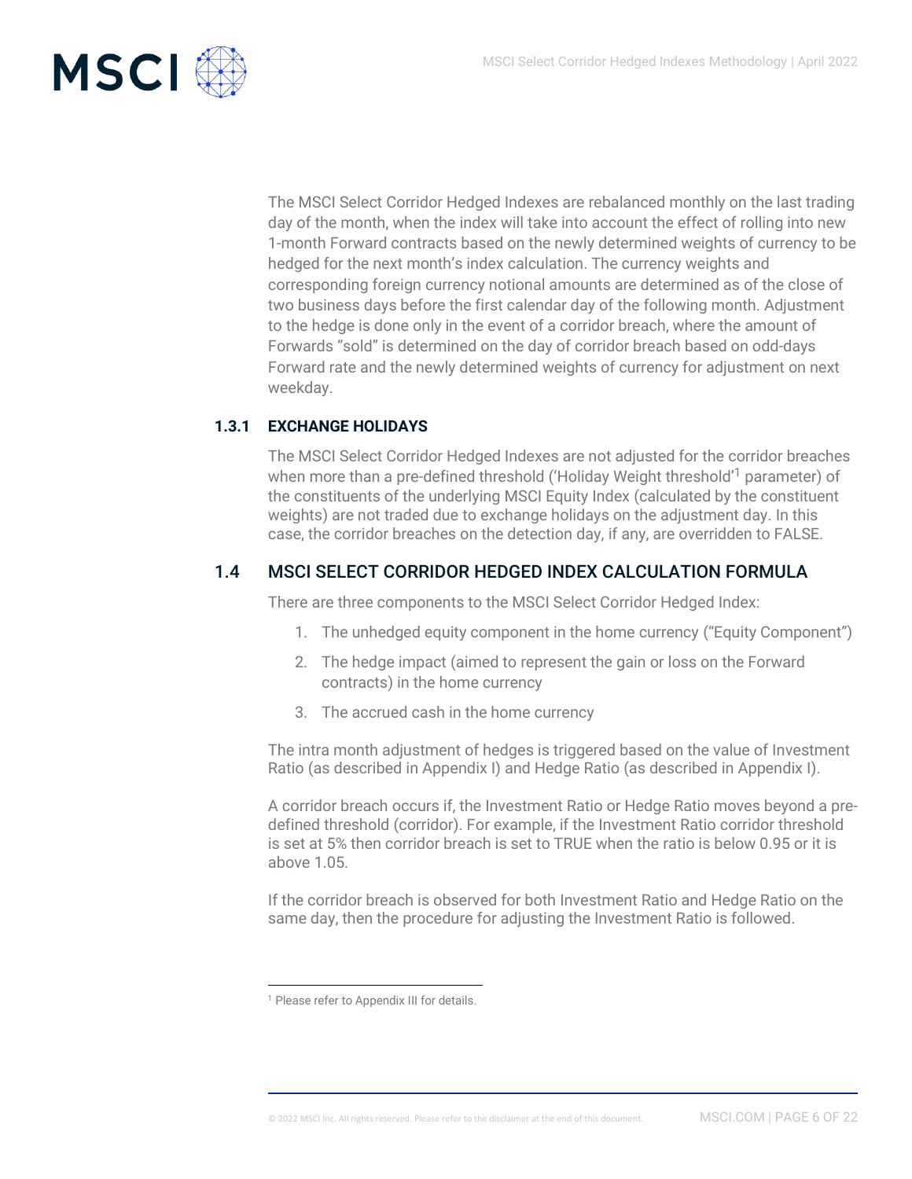The MSCI Select Corridor Hedged Indexes are rebalanced monthly on the last trading day of the month, when the index will take into account the effect of rolling into new 1-month Forward contracts based on the newly determined weights of currency to be hedged for the next month's index calculation. The currency weights and corresponding foreign currency notional amounts are determined as of the close of two business days before the first calendar day of the following month. Adjustment to the hedge is done only in the event of a corridor breach, where the amount of Forwards "sold" is determined on the day of corridor breach based on odd-days Forward rate and the newly determined weights of currency for adjustment on next weekday.

### 1.3.1 EXCHANGE HOLIDAYS

The MSCI Select Corridor Hedged Indexes are not adjusted for the corridor breaches when more than a pre-defined threshold ('Holiday Weight threshold'[1] parameter) of the constituents of the underlying MSCI Equity Index (calculated by the constituent weights) are not traded due to exchange holidays on the adjustment day. In this case, the corridor breaches on the detection day, if any, are overridden to FALSE.

## 1.4 MSCI SELECT CORRIDOR HEDGED INDEX CALCULATION FORMULA

There are three components to the MSCI Select Corridor Hedged Index:

1. The unhedged equity component in the home currency ("Equity Component")
2. The hedge impact (aimed to represent the gain or loss on the Forward contracts) in the home currency
3. The accrued cash in the home currency

The intra month adjustment of hedges is triggered based on the value of Investment Ratio (as described in Appendix I) and Hedge Ratio (as described in Appendix I).

A corridor breach occurs if, the Investment Ratio or Hedge Ratio moves beyond a pre-defined threshold (corridor). For example, if the Investment Ratio corridor threshold is set at 5% then corridor breach is set to TRUE when the ratio is below 0.95 or it is above 1.05.

If the corridor breach is observed for both Investment Ratio and Hedge Ratio on the same day, then the procedure for adjusting the Investment Ratio is followed.

---

[1] Please refer to Appendix III for details.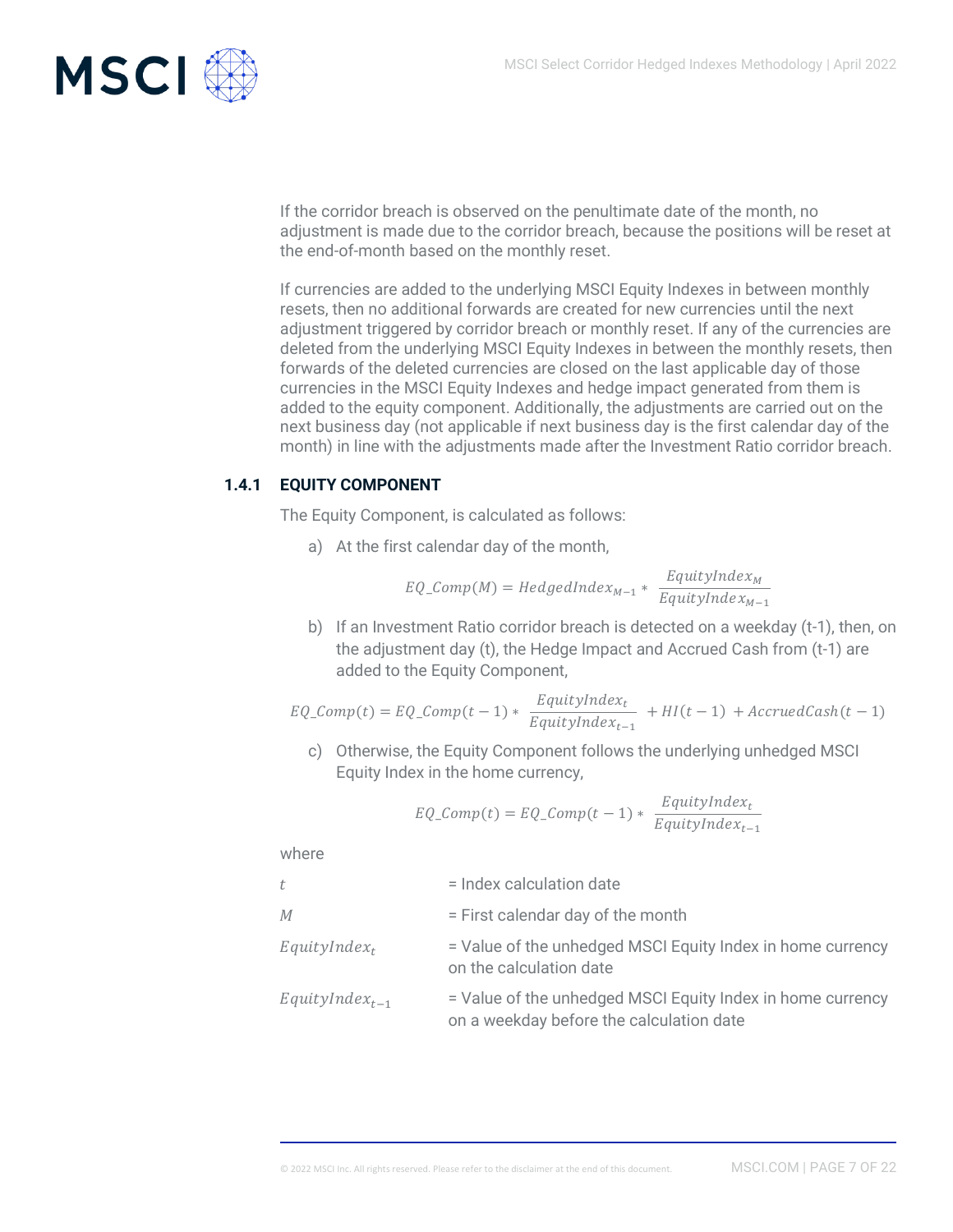If the corridor breach is observed on the penultimate date of the month, no adjustment is made due to the corridor breach, because the positions will be reset at the end-of-month based on the monthly reset.

If currencies are added to the underlying MSCI Equity Indexes in between monthly resets, then no additional forwards are created for new currencies until the next adjustment triggered by corridor breach or monthly reset. If any of the currencies are deleted from the underlying MSCI Equity Indexes in between the monthly resets, then forwards of the deleted currencies are closed on the last applicable day of those currencies in the MSCI Equity Indexes and hedge impact generated from them is added to the equity component. Additionally, the adjustments are carried out on the next business day (not applicable if next business day is the first calendar day of the month) in line with the adjustments made after the Investment Ratio corridor breach.

### 1.4.1 EQUITY COMPONENT

The Equity Component, is calculated as follows:

a) At the first calendar day of the month,

$$EQ\_Comp(M) = HedgedIndex_{M-1} * \frac{EquityIndex_M}{EquityIndex_{M-1}}$$

b) If an Investment Ratio corridor breach is detected on a weekday (t-1), then, on the adjustment day (t), the Hedge Impact and Accrued Cash from (t-1) are added to the Equity Component,

$$EQ\_Comp(t) = EQ\_Comp(t-1) * \frac{EquityIndex_t}{EquityIndex_{t-1}} + HI(t-1) + AccruedCash(t-1)$$

c) Otherwise, the Equity Component follows the underlying unhedged MSCI Equity Index in the home currency,

$$EQ\_Comp(t) = EQ\_Comp(t-1) * \frac{EquityIndex_t}{EquityIndex_{t-1}}$$

where

| | |
|---|---|
| $t$ | = Index calculation date |
| $M$ | = First calendar day of the month |
| $EquityIndex_t$ | = Value of the unhedged MSCI Equity Index in home currency on the calculation date |
| $EquityIndex_{t-1}$ | = Value of the unhedged MSCI Equity Index in home currency on a weekday before the calculation date |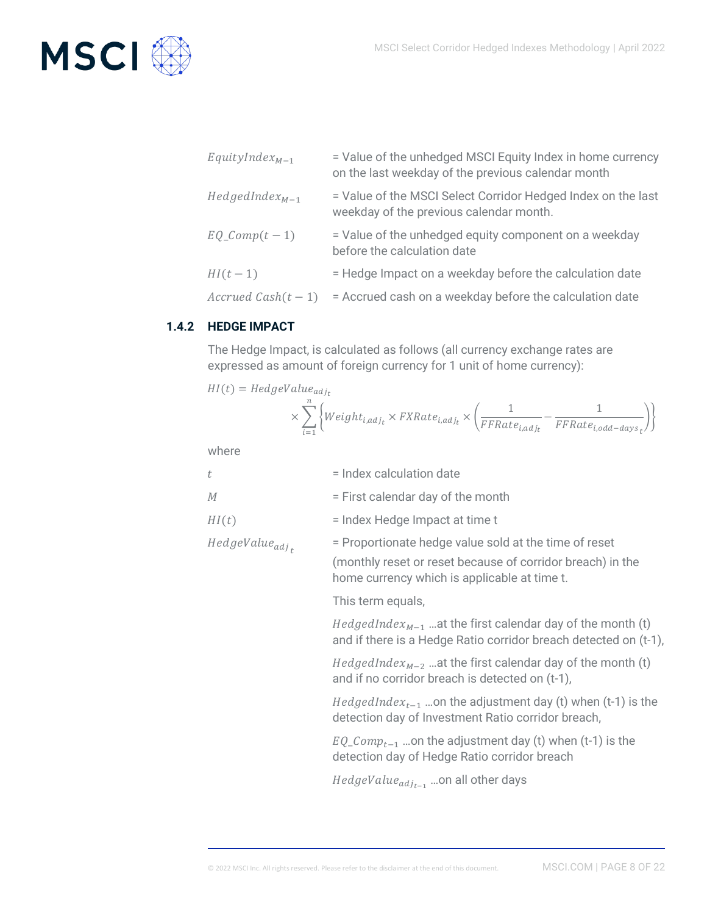| | |
|---|---|
| $EquityIndex_{M-1}$ | = Value of the unhedged MSCI Equity Index in home currency on the last weekday of the previous calendar month |
| $HedgedIndex_{M-1}$ | = Value of the MSCI Select Corridor Hedged Index on the last weekday of the previous calendar month. |
| $EQ\_Comp(t-1)$ | = Value of the unhedged equity component on a weekday before the calculation date |
| $HI(t-1)$ | = Hedge Impact on a weekday before the calculation date |
| $Accrued\ Cash(t-1)$ | = Accrued cash on a weekday before the calculation date |

### 1.4.2 HEDGE IMPACT

The Hedge Impact, is calculated as follows (all currency exchange rates are expressed as amount of foreign currency for 1 unit of home currency):

$$HI(t) = HedgeValue_{adj_t} \times \sum_{i=1}^{n} \left\{ Weight_{i,adj_t} \times FXRate_{i,adj_t} \times \left( \frac{1}{FFRate_{i,adj_t}} - \frac{1}{FFRate_{i,odd-days_t}} \right) \right\}$$

where

| | |
|---|---|
| $t$ | = Index calculation date |
| $M$ | = First calendar day of the month |
| $HI(t)$ | = Index Hedge Impact at time t |
| $HedgeValue_{adj_t}$ | = Proportionate hedge value sold at the time of reset (monthly reset or reset because of corridor breach) in the home currency which is applicable at time t.<br><br>This term equals,<br><br>$HedgedIndex_{M-1}$ …at the first calendar day of the month (t) and if there is a Hedge Ratio corridor breach detected on (t-1),<br><br>$HedgedIndex_{M-2}$ …at the first calendar day of the month (t) and if no corridor breach is detected on (t-1),<br><br>$HedgedIndex_{t-1}$ …on the adjustment day (t) when (t-1) is the detection day of Investment Ratio corridor breach,<br><br>$EQ\_Comp_{t-1}$ …on the adjustment day (t) when (t-1) is the detection day of Hedge Ratio corridor breach<br><br>$HedgeValue_{adj_{t-1}}$ …on all other days |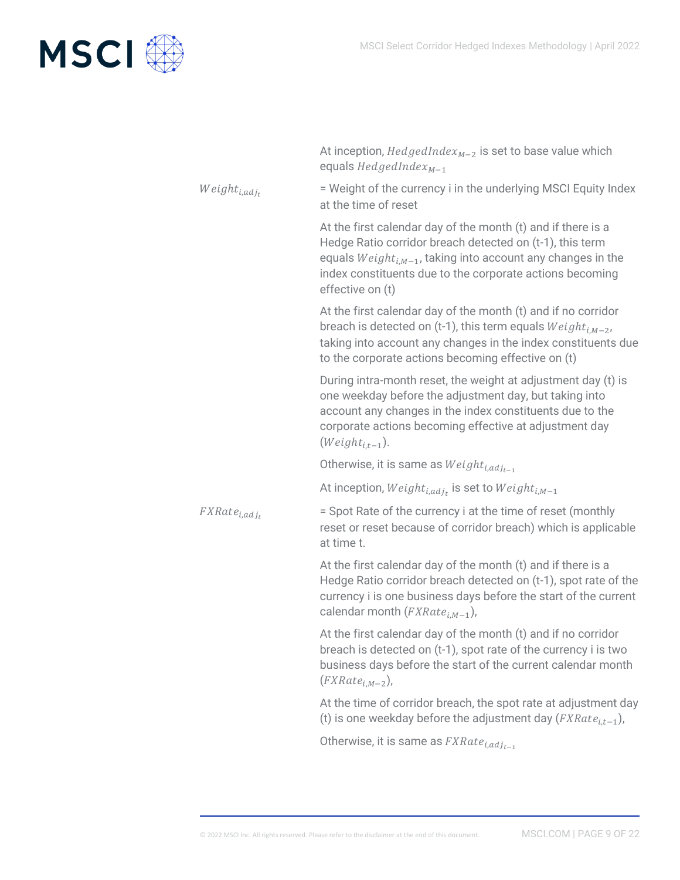At inception, $HedgedIndex_{M-2}$ is set to base value which equals $HedgedIndex_{M-1}$

$Weight_{i,adj_t}$ = Weight of the currency i in the underlying MSCI Equity Index at the time of reset

At the first calendar day of the month (t) and if there is a Hedge Ratio corridor breach detected on (t-1), this term equals $Weight_{i,M-1}$, taking into account any changes in the index constituents due to the corporate actions becoming effective on (t)

At the first calendar day of the month (t) and if no corridor breach is detected on (t-1), this term equals $Weight_{i,M-2}$, taking into account any changes in the index constituents due to the corporate actions becoming effective on (t)

During intra-month reset, the weight at adjustment day (t) is one weekday before the adjustment day, but taking into account any changes in the index constituents due to the corporate actions becoming effective at adjustment day ($Weight_{i,t-1}$).

Otherwise, it is same as $Weight_{i,adj_{t-1}}$

At inception, $Weight_{i,adj_t}$ is set to $Weight_{i,M-1}$

$FXRate_{i,adj_t}$ = Spot Rate of the currency i at the time of reset (monthly reset or reset because of corridor breach) which is applicable at time t.

At the first calendar day of the month (t) and if there is a Hedge Ratio corridor breach detected on (t-1), spot rate of the currency i is one business days before the start of the current calendar month ($FXRate_{i,M-1}$),

At the first calendar day of the month (t) and if no corridor breach is detected on (t-1), spot rate of the currency i is two business days before the start of the current calendar month ($FXRate_{i,M-2}$),

At the time of corridor breach, the spot rate at adjustment day (t) is one weekday before the adjustment day ($FXRate_{i,t-1}$),

Otherwise, it is same as $FXRate_{i,adj_{t-1}}$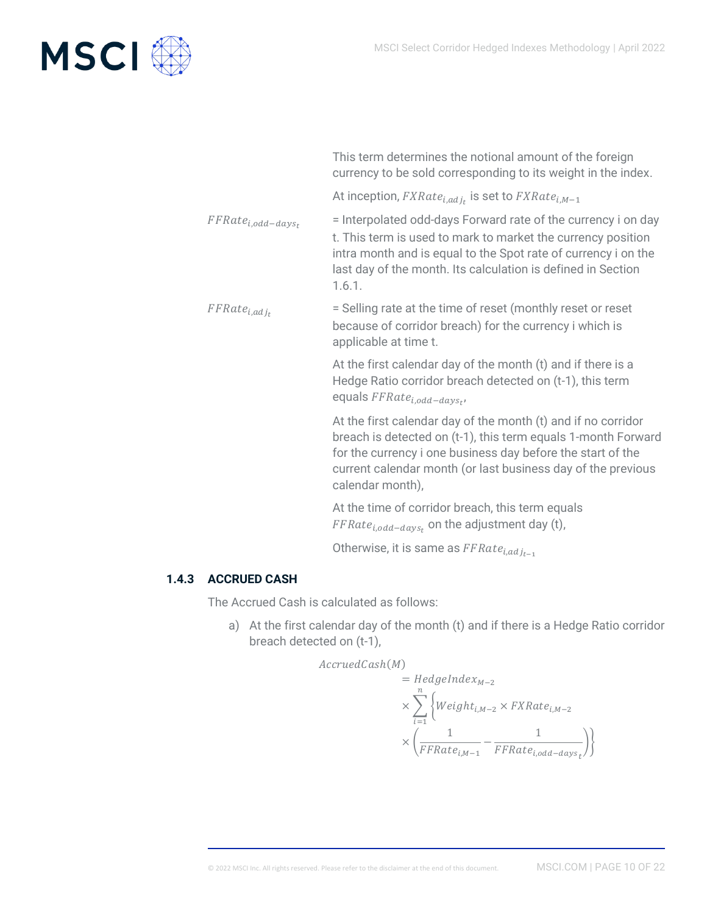This term determines the notional amount of the foreign currency to be sold corresponding to its weight in the index.

At inception, $FXRate_{i,adj_t}$ is set to $FXRate_{i,M-1}$

$FFRate_{i,odd-days_t}$ = Interpolated odd-days Forward rate of the currency i on day t. This term is used to mark to market the currency position intra month and is equal to the Spot rate of currency i on the last day of the month. Its calculation is defined in Section 1.6.1.

$FFRate_{i,adj_t}$ = Selling rate at the time of reset (monthly reset or reset because of corridor breach) for the currency i which is applicable at time t.

At the first calendar day of the month (t) and if there is a Hedge Ratio corridor breach detected on (t-1), this term equals $FFRate_{i,odd-days_t}$,

At the first calendar day of the month (t) and if no corridor breach is detected on (t-1), this term equals 1-month Forward for the currency i one business day before the start of the current calendar month (or last business day of the previous calendar month),

At the time of corridor breach, this term equals $FFRate_{i,odd-days_t}$ on the adjustment day (t),

Otherwise, it is same as $FFRate_{i,adj_{t-1}}$

### 1.4.3 ACCRUED CASH

The Accrued Cash is calculated as follows:

a) At the first calendar day of the month (t) and if there is a Hedge Ratio corridor breach detected on (t-1),

$$AccruedCash(M) = HedgeIndex_{M-2} \times \sum_{i=1}^{n} \left\{ Weight_{i,M-2} \times FXRate_{i,M-2} \times \left( \frac{1}{FFRate_{i,M-1}} - \frac{1}{FFRate_{i,odd-days_t}} \right) \right\}$$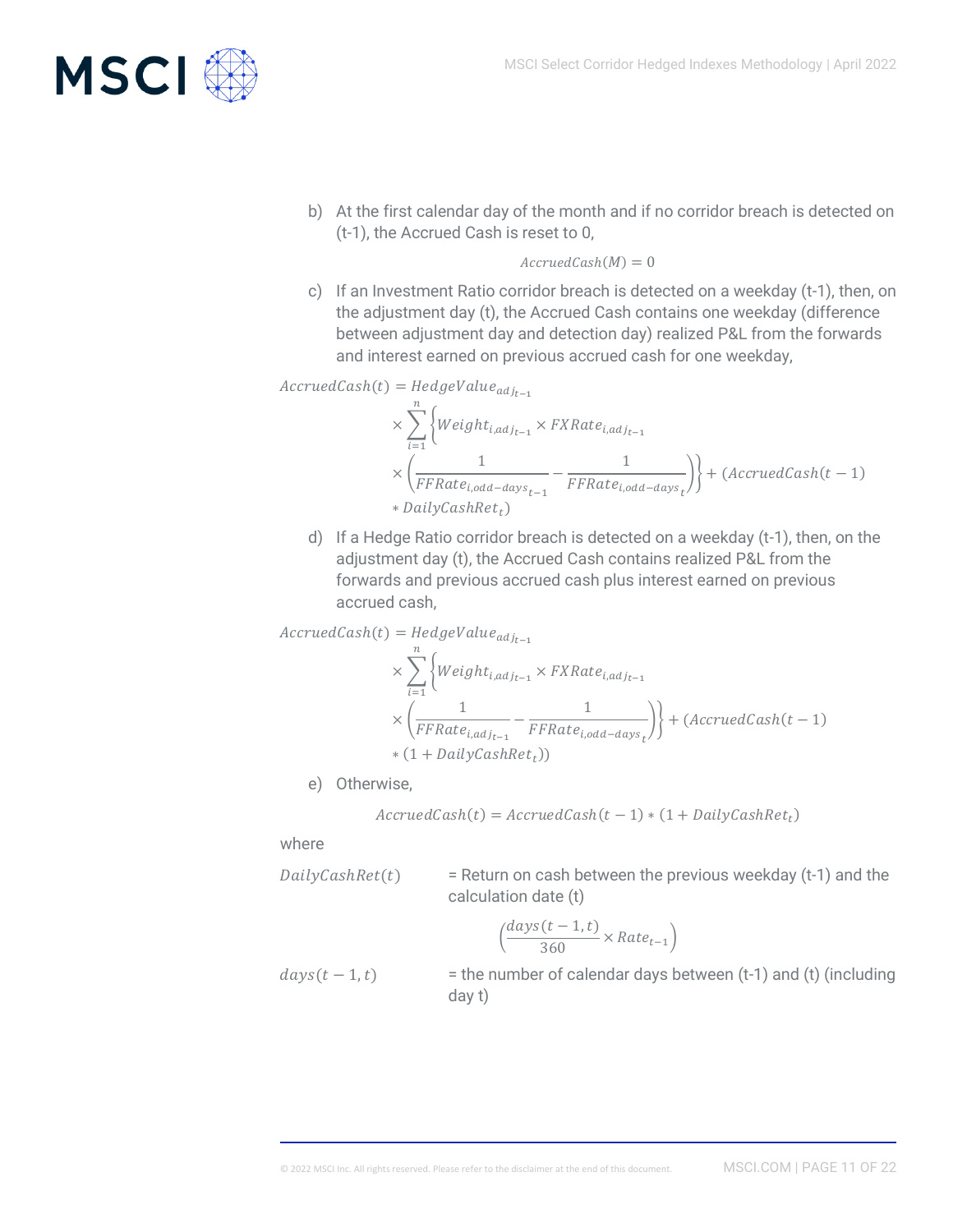b) At the first calendar day of the month and if no corridor breach is detected on (t-1), the Accrued Cash is reset to 0,

$$AccruedCash(M) = 0$$

c) If an Investment Ratio corridor breach is detected on a weekday (t-1), then, on the adjustment day (t), the Accrued Cash contains one weekday (difference between adjustment day and detection day) realized P&L from the forwards and interest earned on previous accrued cash for one weekday,

$$AccruedCash(t) = HedgeValue_{adj_{t-1}} \times \sum_{i=1}^{n} \left\{ Weight_{i,adj_{t-1}} \times FXRate_{i,adj_{t-1}} \times \left( \frac{1}{FFRate_{i,odd-days_{t-1}}} - \frac{1}{FFRate_{i,odd-days_{t}}} \right) \right\} + (AccruedCash(t-1) * DailyCashRet_t)$$

d) If a Hedge Ratio corridor breach is detected on a weekday (t-1), then, on the adjustment day (t), the Accrued Cash contains realized P&L from the forwards and previous accrued cash plus interest earned on previous accrued cash,

$$AccruedCash(t) = HedgeValue_{adj_{t-1}} \times \sum_{i=1}^{n} \left\{ Weight_{i,adj_{t-1}} \times FXRate_{i,adj_{t-1}} \times \left( \frac{1}{FFRate_{i,adj_{t-1}}} - \frac{1}{FFRate_{i,odd-days_{t}}} \right) \right\} + (AccruedCash(t-1) * (1 + DailyCashRet_t))$$

e) Otherwise,

$$AccruedCash(t) = AccruedCash(t-1) * (1 + DailyCashRet_t)$$

where

$DailyCashRet(t)$ = Return on cash between the previous weekday (t-1) and the calculation date (t)

$$\left( \frac{days(t-1,t)}{360} \times Rate_{t-1} \right)$$

$days(t-1,t)$ = the number of calendar days between (t-1) and (t) (including day t)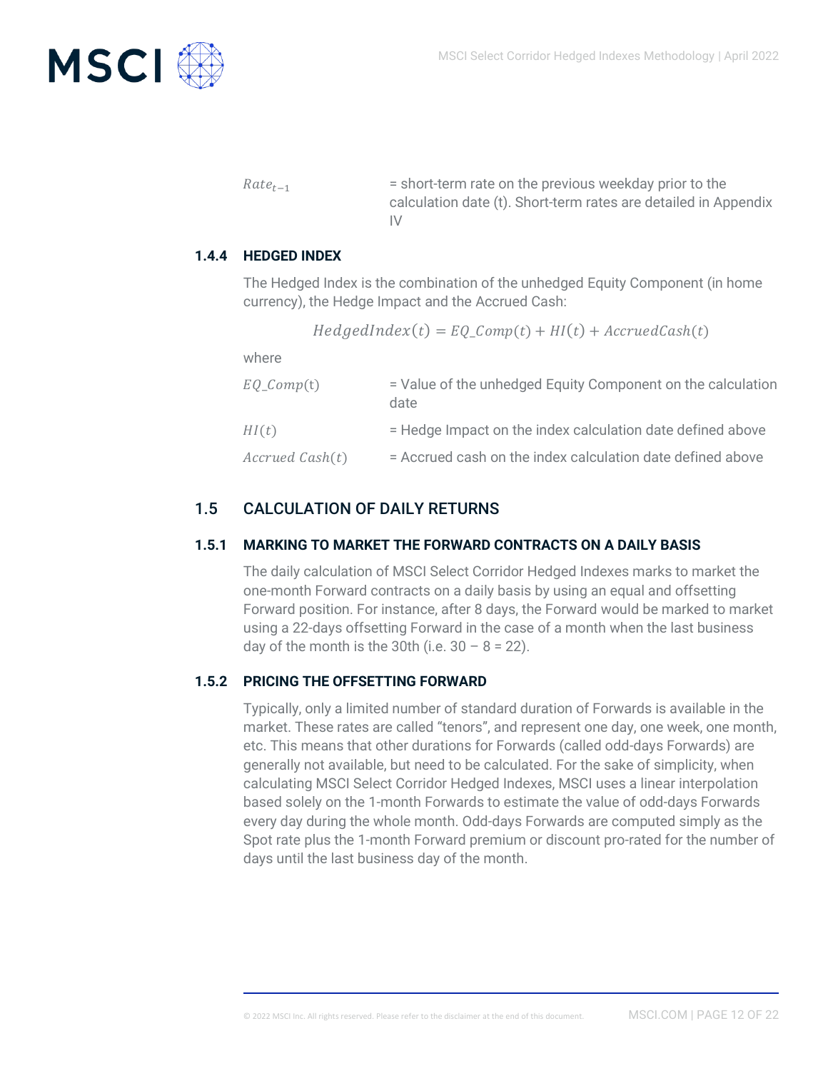$Rate_{t-1}$ = short-term rate on the previous weekday prior to the calculation date (t). Short-term rates are detailed in Appendix IV

### 1.4.4 HEDGED INDEX

The Hedged Index is the combination of the unhedged Equity Component (in home currency), the Hedge Impact and the Accrued Cash:

$$HedgedIndex(t) = EQ\_Comp(t) + HI(t) + AccruedCash(t)$$

where

| | |
|---|---|
| $EQ\_Comp(t)$ | = Value of the unhedged Equity Component on the calculation date |
| $HI(t)$ | = Hedge Impact on the index calculation date defined above |
| $Accrued\ Cash(t)$ | = Accrued cash on the index calculation date defined above |

## 1.5 CALCULATION OF DAILY RETURNS

### 1.5.1 MARKING TO MARKET THE FORWARD CONTRACTS ON A DAILY BASIS

The daily calculation of MSCI Select Corridor Hedged Indexes marks to market the one-month Forward contracts on a daily basis by using an equal and offsetting Forward position. For instance, after 8 days, the Forward would be marked to market using a 22-days offsetting Forward in the case of a month when the last business day of the month is the 30th (i.e. 30 – 8 = 22).

### 1.5.2 PRICING THE OFFSETTING FORWARD

Typically, only a limited number of standard duration of Forwards is available in the market. These rates are called "tenors", and represent one day, one week, one month, etc. This means that other durations for Forwards (called odd-days Forwards) are generally not available, but need to be calculated. For the sake of simplicity, when calculating MSCI Select Corridor Hedged Indexes, MSCI uses a linear interpolation based solely on the 1-month Forwards to estimate the value of odd-days Forwards every day during the whole month. Odd-days Forwards are computed simply as the Spot rate plus the 1-month Forward premium or discount pro-rated for the number of days until the last business day of the month.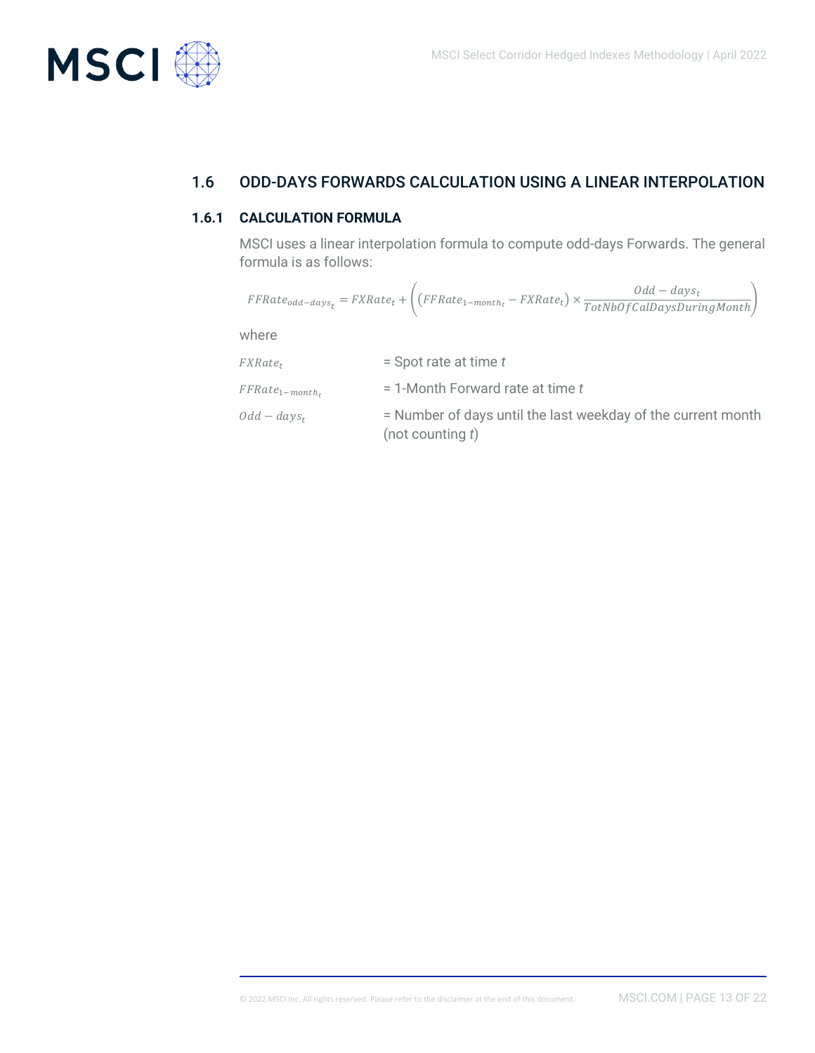## 1.6 ODD-DAYS FORWARDS CALCULATION USING A LINEAR INTERPOLATION

### 1.6.1 CALCULATION FORMULA

MSCI uses a linear interpolation formula to compute odd-days Forwards. The general formula is as follows:

$$FFRate_{odd-days_t} = FXRate_t + \left( \left( FFRate_{1-month_t} - FXRate_t \right) \times \frac{Odd - days_t}{TotNbOfCalDaysDuringMonth} \right)$$

where

| | |
|---|---|
| $FXRate_t$ | = Spot rate at time *t* |
| $FFRate_{1-month_t}$ | = 1-Month Forward rate at time *t* |
| $Odd - days_t$ | = Number of days until the last weekday of the current month (not counting *t*) |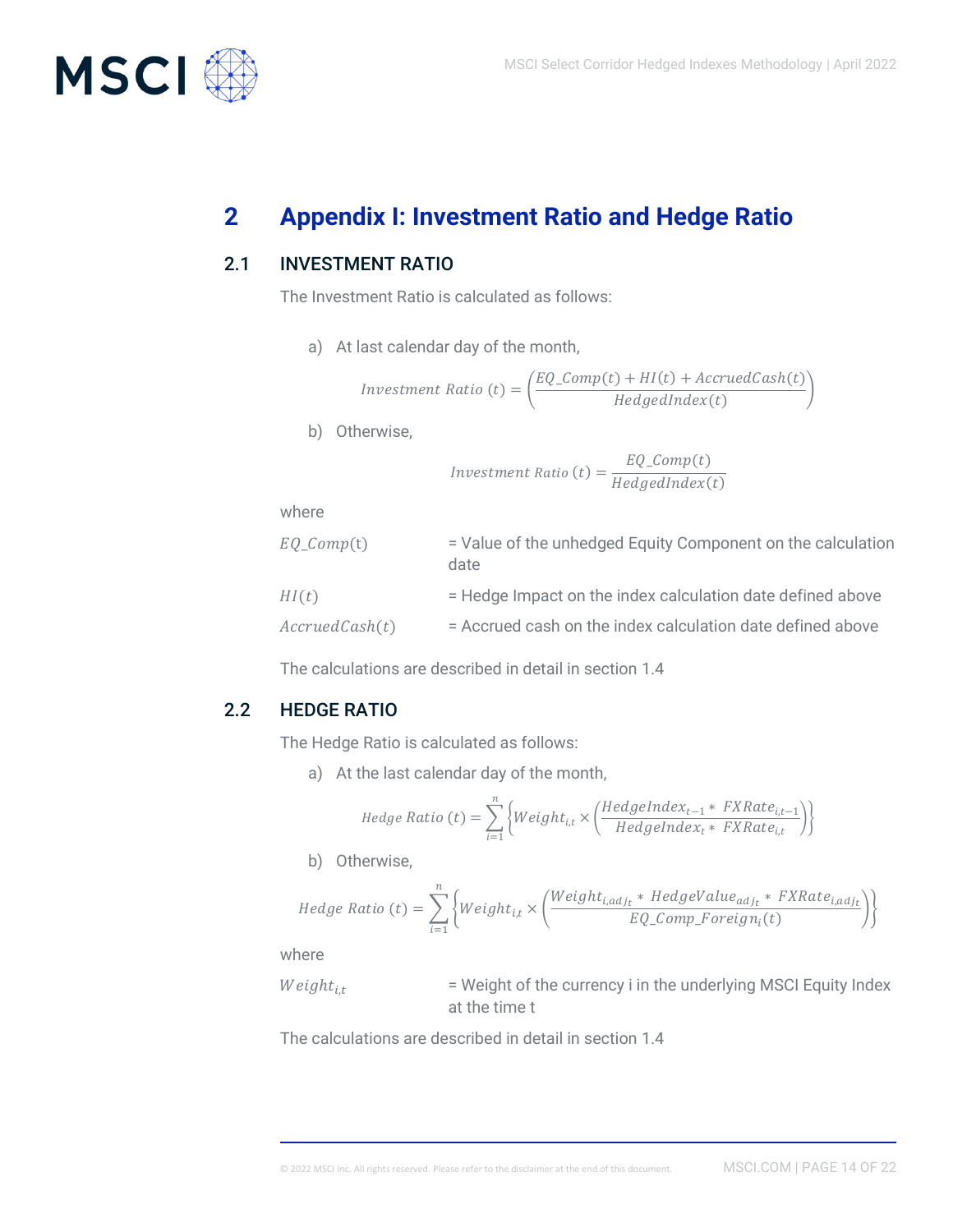# 2 Appendix I: Investment Ratio and Hedge Ratio

## 2.1 INVESTMENT RATIO

The Investment Ratio is calculated as follows:

a) At last calendar day of the month,

$$Investment\ Ratio\ (t) = \left(\frac{EQ\_Comp(t) + HI(t) + AccruedCash(t)}{HedgedIndex(t)}\right)$$

b) Otherwise,

$$Investment\ Ratio\ (t) = \frac{EQ\_Comp(t)}{HedgedIndex(t)}$$

where

| | |
|---|---|
| $EQ\_Comp(t)$ | = Value of the unhedged Equity Component on the calculation date |
| $HI(t)$ | = Hedge Impact on the index calculation date defined above |
| $AccruedCash(t)$ | = Accrued cash on the index calculation date defined above |

The calculations are described in detail in section 1.4

## 2.2 HEDGE RATIO

The Hedge Ratio is calculated as follows:

a) At the last calendar day of the month,

$$Hedge\ Ratio\ (t) = \sum_{i=1}^{n} \left\{ Weight_{i,t} \times \left( \frac{HedgeIndex_{t-1} * \ FXRate_{i,t-1}}{HedgeIndex_{t} * \ FXRate_{i,t}} \right) \right\}$$

b) Otherwise,

$$Hedge\ Ratio\ (t) = \sum_{i=1}^{n} \left\{ Weight_{i,t} \times \left( \frac{Weight_{i,adj_t} * \ HedgeValue_{adj_t} * \ FXRate_{i,adj_t}}{EQ\_Comp\_Foreign_i(t)} \right) \right\}$$

where

| | |
|---|---|
| $Weight_{i,t}$ | = Weight of the currency i in the underlying MSCI Equity Index at the time t |

The calculations are described in detail in section 1.4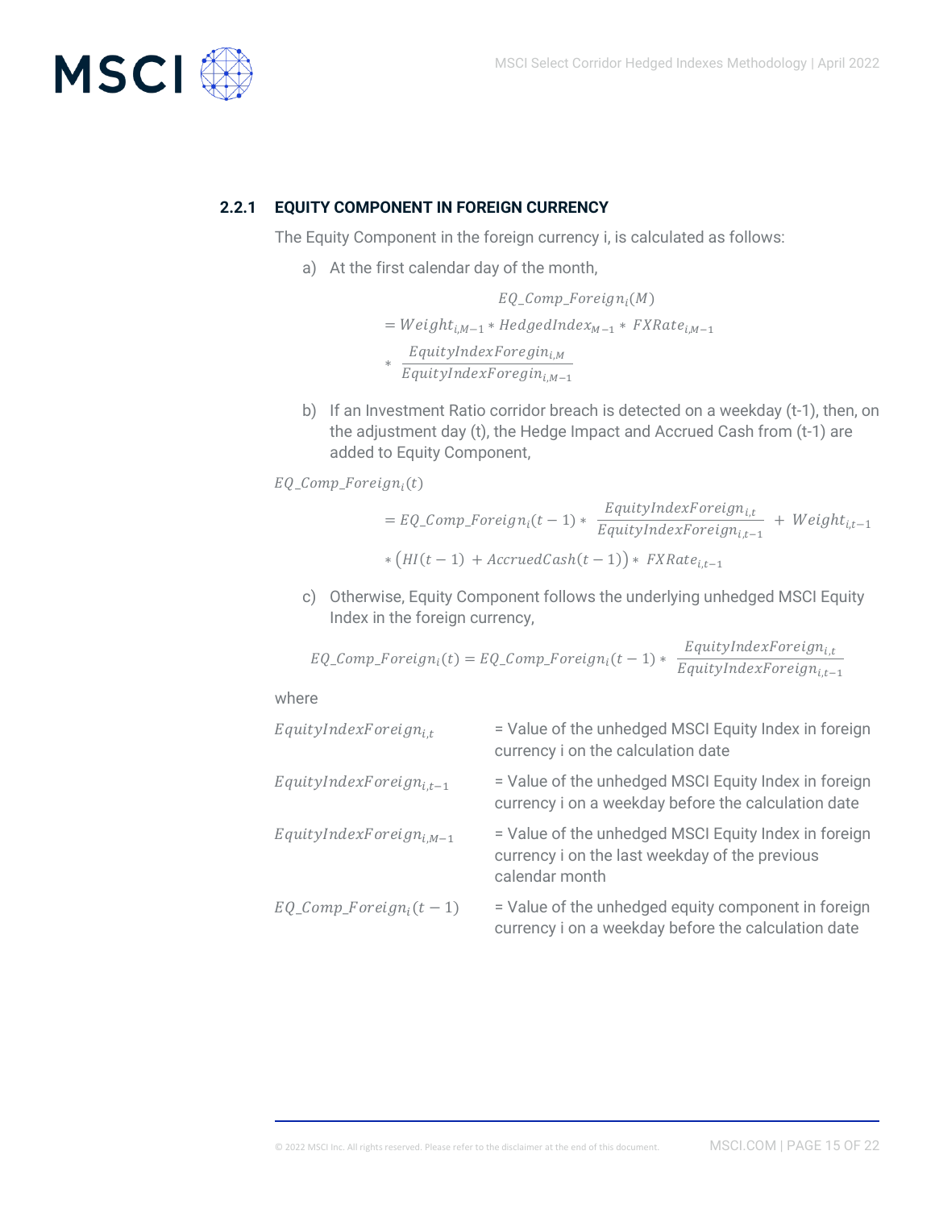### 2.2.1 EQUITY COMPONENT IN FOREIGN CURRENCY

The Equity Component in the foreign currency i, is calculated as follows:

a) At the first calendar day of the month,

$$EQ\_Comp\_Foreign_i(M) = Weight_{i,M-1} * HedgedIndex_{M-1} * FXRate_{i,M-1} * \frac{EquityIndexForegin_{i,M}}{EquityIndexForegin_{i,M-1}}$$

b) If an Investment Ratio corridor breach is detected on a weekday (t-1), then, on the adjustment day (t), the Hedge Impact and Accrued Cash from (t-1) are added to Equity Component,

$$EQ\_Comp\_Foreign_i(t) = EQ\_Comp\_Foreign_i(t-1) * \frac{EquityIndexForeign_{i,t}}{EquityIndexForeign_{i,t-1}} + Weight_{i,t-1} * \left(HI(t-1) + AccruedCash(t-1)\right) * FXRate_{i,t-1}$$

c) Otherwise, Equity Component follows the underlying unhedged MSCI Equity Index in the foreign currency,

$$EQ\_Comp\_Foreign_i(t) = EQ\_Comp\_Foreign_i(t-1) * \frac{EquityIndexForeign_{i,t}}{EquityIndexForeign_{i,t-1}}$$

where

| | |
|---|---|
| $EquityIndexForeign_{i,t}$ | = Value of the unhedged MSCI Equity Index in foreign currency i on the calculation date |
| $EquityIndexForeign_{i,t-1}$ | = Value of the unhedged MSCI Equity Index in foreign currency i on a weekday before the calculation date |
| $EquityIndexForeign_{i,M-1}$ | = Value of the unhedged MSCI Equity Index in foreign currency i on the last weekday of the previous calendar month |
| $EQ\_Comp\_Foreign_i(t-1)$ | = Value of the unhedged equity component in foreign currency i on a weekday before the calculation date |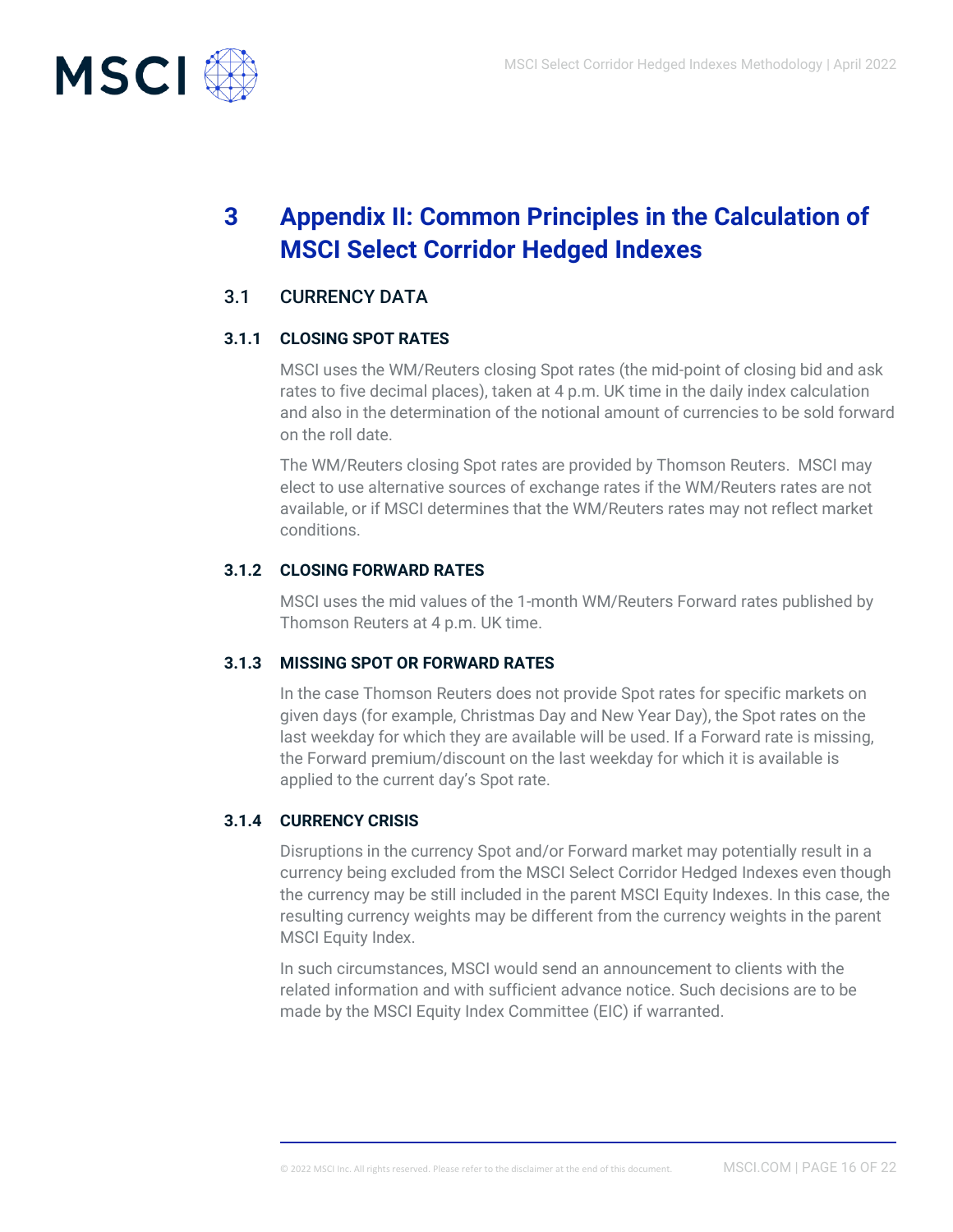# 3 Appendix II: Common Principles in the Calculation of MSCI Select Corridor Hedged Indexes

## 3.1 CURRENCY DATA

### 3.1.1 CLOSING SPOT RATES

MSCI uses the WM/Reuters closing Spot rates (the mid-point of closing bid and ask rates to five decimal places), taken at 4 p.m. UK time in the daily index calculation and also in the determination of the notional amount of currencies to be sold forward on the roll date.

The WM/Reuters closing Spot rates are provided by Thomson Reuters. MSCI may elect to use alternative sources of exchange rates if the WM/Reuters rates are not available, or if MSCI determines that the WM/Reuters rates may not reflect market conditions.

### 3.1.2 CLOSING FORWARD RATES

MSCI uses the mid values of the 1-month WM/Reuters Forward rates published by Thomson Reuters at 4 p.m. UK time.

### 3.1.3 MISSING SPOT OR FORWARD RATES

In the case Thomson Reuters does not provide Spot rates for specific markets on given days (for example, Christmas Day and New Year Day), the Spot rates on the last weekday for which they are available will be used. If a Forward rate is missing, the Forward premium/discount on the last weekday for which it is available is applied to the current day's Spot rate.

### 3.1.4 CURRENCY CRISIS

Disruptions in the currency Spot and/or Forward market may potentially result in a currency being excluded from the MSCI Select Corridor Hedged Indexes even though the currency may be still included in the parent MSCI Equity Indexes. In this case, the resulting currency weights may be different from the currency weights in the parent MSCI Equity Index.

In such circumstances, MSCI would send an announcement to clients with the related information and with sufficient advance notice. Such decisions are to be made by the MSCI Equity Index Committee (EIC) if warranted.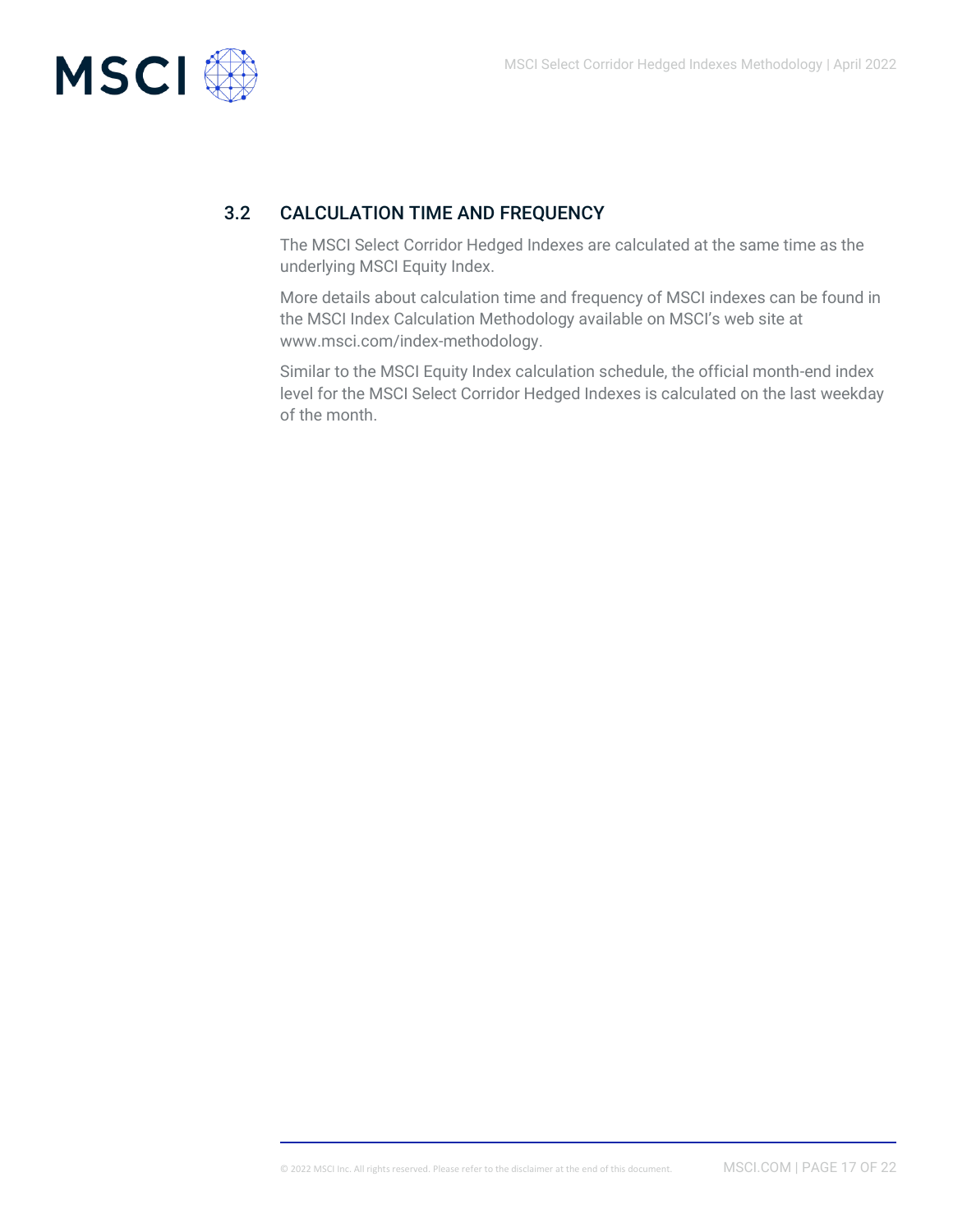## 3.2 CALCULATION TIME AND FREQUENCY

The MSCI Select Corridor Hedged Indexes are calculated at the same time as the underlying MSCI Equity Index.

More details about calculation time and frequency of MSCI indexes can be found in the MSCI Index Calculation Methodology available on MSCI's web site at www.msci.com/index-methodology.

Similar to the MSCI Equity Index calculation schedule, the official month-end index level for the MSCI Select Corridor Hedged Indexes is calculated on the last weekday of the month.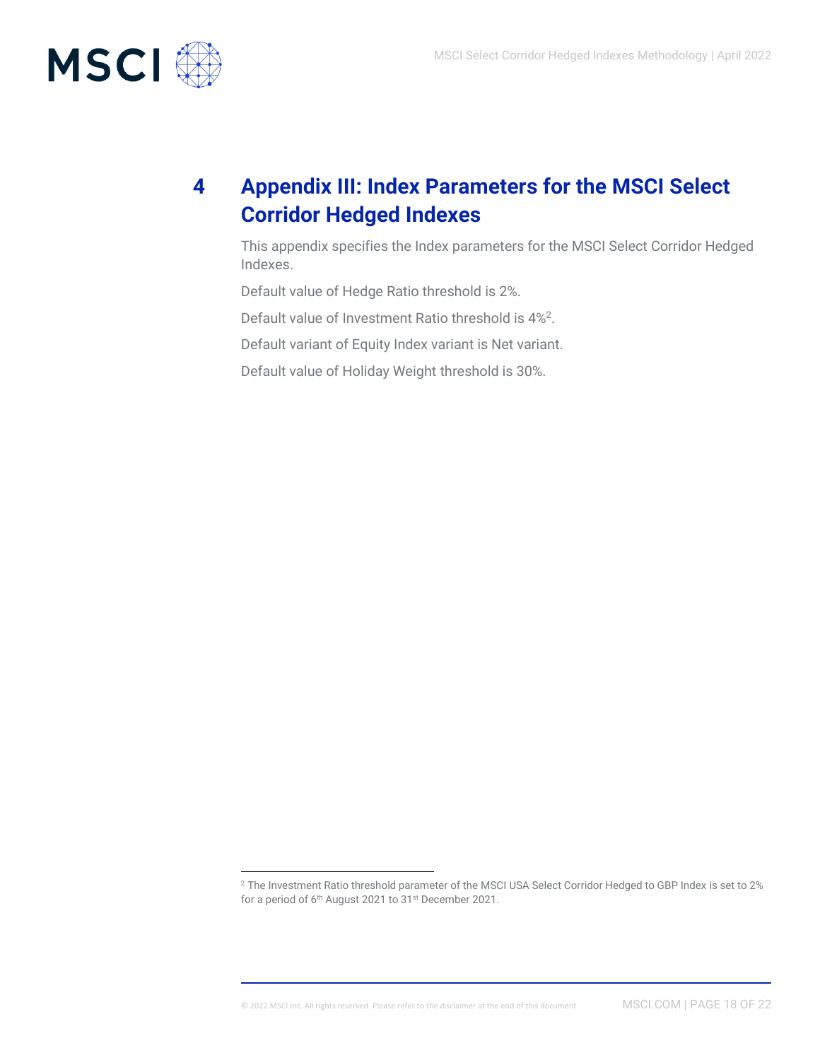# 4 Appendix III: Index Parameters for the MSCI Select Corridor Hedged Indexes

This appendix specifies the Index parameters for the MSCI Select Corridor Hedged Indexes.

Default value of Hedge Ratio threshold is 2%.

Default value of Investment Ratio threshold is 4%[2].

Default variant of Equity Index variant is Net variant.

Default value of Holiday Weight threshold is 30%.

---

[2] The Investment Ratio threshold parameter of the MSCI USA Select Corridor Hedged to GBP Index is set to 2% for a period of 6th August 2021 to 31st December 2021.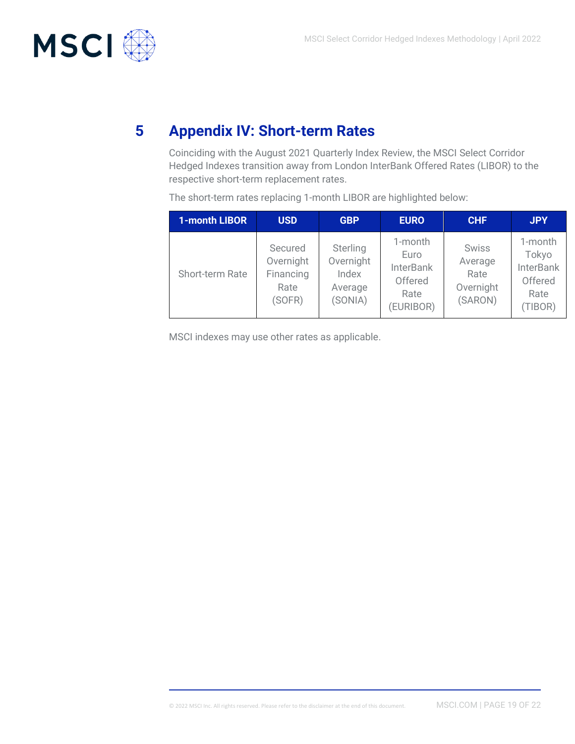# 5 Appendix IV: Short-term Rates

Coinciding with the August 2021 Quarterly Index Review, the MSCI Select Corridor Hedged Indexes transition away from London InterBank Offered Rates (LIBOR) to the respective short-term replacement rates.

The short-term rates replacing 1-month LIBOR are highlighted below:

| 1-month LIBOR | USD | GBP | EURO | CHF | JPY |
|---|---|---|---|---|---|
| Short-term Rate | Secured Overnight Financing Rate (SOFR) | Sterling Overnight Index Average (SONIA) | 1-month Euro InterBank Offered Rate (EURIBOR) | Swiss Average Rate Overnight (SARON) | 1-month Tokyo InterBank Offered Rate (TIBOR) |

MSCI indexes may use other rates as applicable.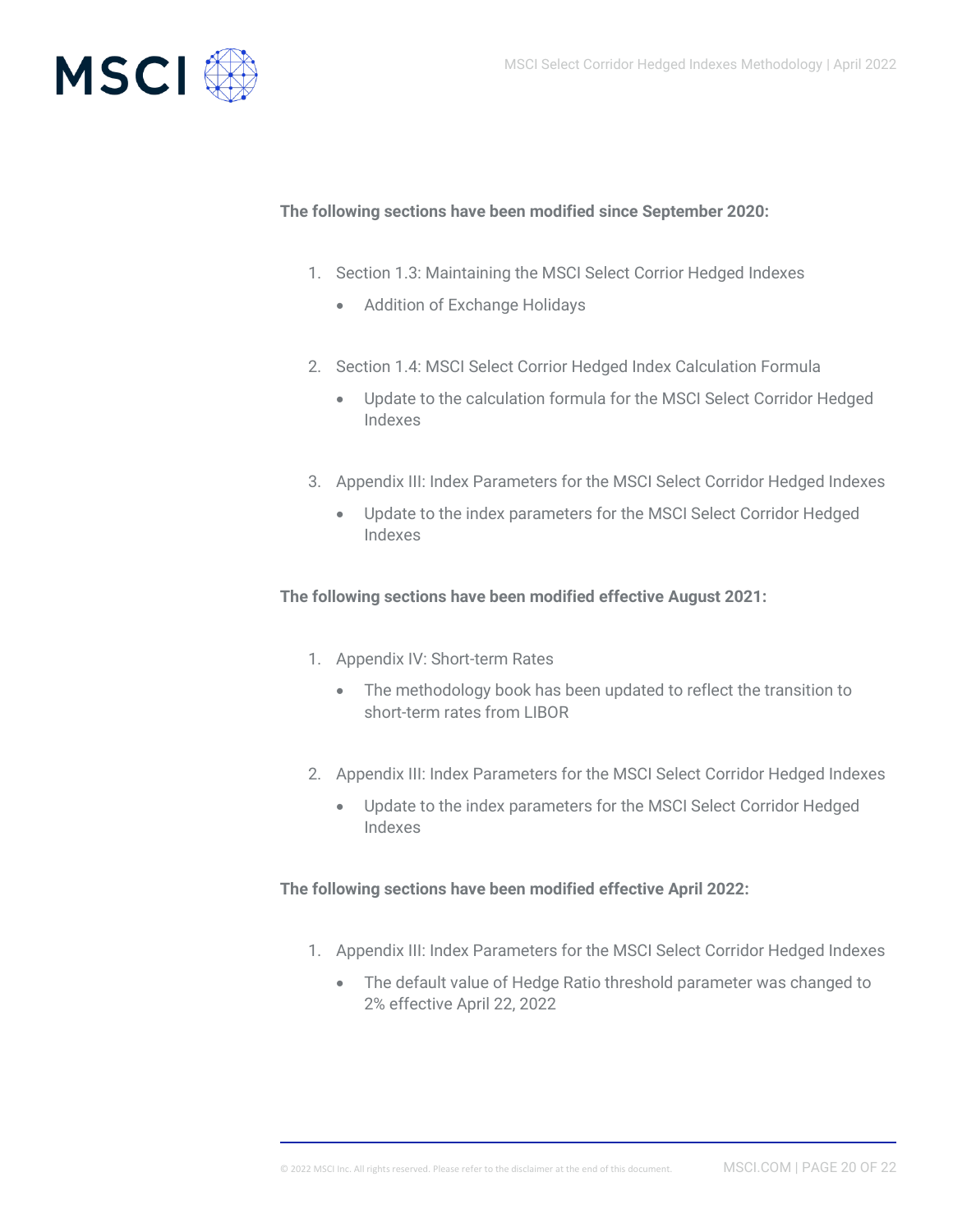**The following sections have been modified since September 2020:**

1. Section 1.3: Maintaining the MSCI Select Corrior Hedged Indexes
   - Addition of Exchange Holidays

2. Section 1.4: MSCI Select Corrior Hedged Index Calculation Formula
   - Update to the calculation formula for the MSCI Select Corridor Hedged Indexes

3. Appendix III: Index Parameters for the MSCI Select Corridor Hedged Indexes
   - Update to the index parameters for the MSCI Select Corridor Hedged Indexes

**The following sections have been modified effective August 2021:**

1. Appendix IV: Short-term Rates
   - The methodology book has been updated to reflect the transition to short-term rates from LIBOR

2. Appendix III: Index Parameters for the MSCI Select Corridor Hedged Indexes
   - Update to the index parameters for the MSCI Select Corridor Hedged Indexes

**The following sections have been modified effective April 2022:**

1. Appendix III: Index Parameters for the MSCI Select Corridor Hedged Indexes
   - The default value of Hedge Ratio threshold parameter was changed to 2% effective April 22, 2022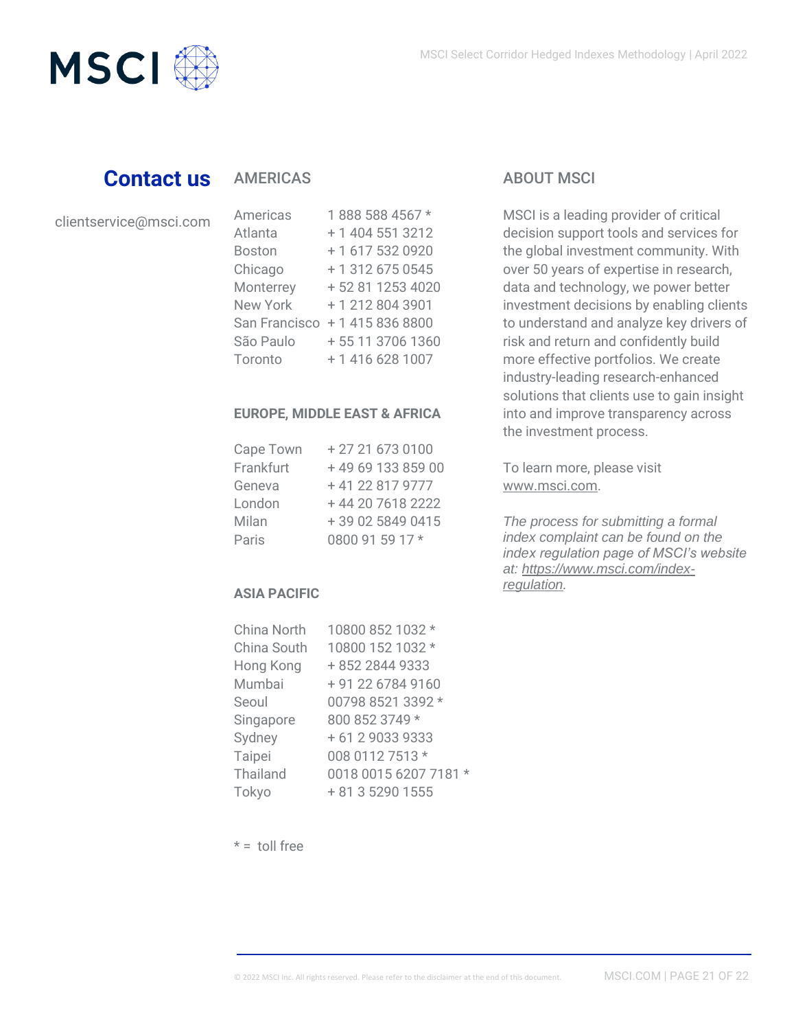## Contact us

clientservice@msci.com

### AMERICAS

| | |
|---|---|
| Americas | 1 888 588 4567 * |
| Atlanta | + 1 404 551 3212 |
| Boston | + 1 617 532 0920 |
| Chicago | + 1 312 675 0545 |
| Monterrey | + 52 81 1253 4020 |
| New York | + 1 212 804 3901 |
| San Francisco | + 1 415 836 8800 |
| São Paulo | + 55 11 3706 1360 |
| Toronto | + 1 416 628 1007 |

### EUROPE, MIDDLE EAST & AFRICA

| | |
|---|---|
| Cape Town | + 27 21 673 0100 |
| Frankfurt | + 49 69 133 859 00 |
| Geneva | + 41 22 817 9777 |
| London | + 44 20 7618 2222 |
| Milan | + 39 02 5849 0415 |
| Paris | 0800 91 59 17 * |

### ASIA PACIFIC

| | |
|---|---|
| China North | 10800 852 1032 * |
| China South | 10800 152 1032 * |
| Hong Kong | + 852 2844 9333 |
| Mumbai | + 91 22 6784 9160 |
| Seoul | 00798 8521 3392 * |
| Singapore | 800 852 3749 * |
| Sydney | + 61 2 9033 9333 |
| Taipei | 008 0112 7513 * |
| Thailand | 0018 0015 6207 7181 * |
| Tokyo | + 81 3 5290 1555 |

* = toll free

### ABOUT MSCI

MSCI is a leading provider of critical decision support tools and services for the global investment community. With over 50 years of expertise in research, data and technology, we power better investment decisions by enabling clients to understand and analyze key drivers of risk and return and confidently build more effective portfolios. We create industry-leading research-enhanced solutions that clients use to gain insight into and improve transparency across the investment process.

To learn more, please visit www.msci.com.

*The process for submitting a formal index complaint can be found on the index regulation page of MSCI's website at: https://www.msci.com/index-regulation.*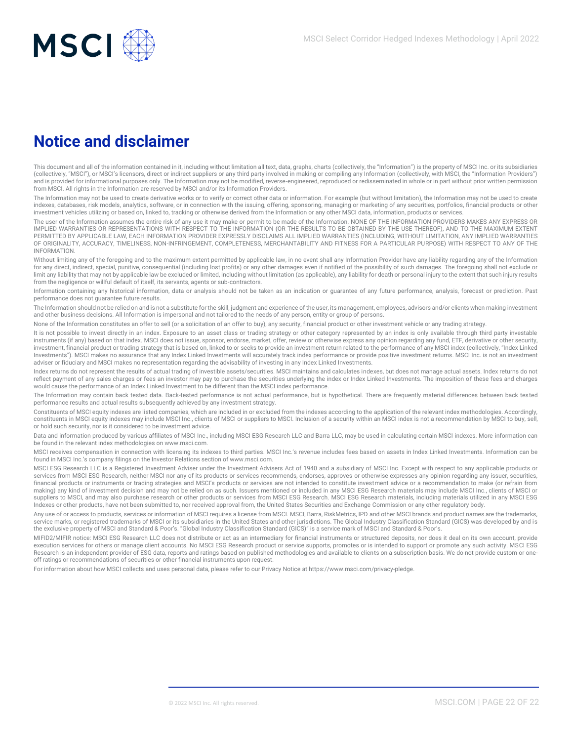# Notice and disclaimer

This document and all of the information contained in it, including without limitation all text, data, graphs, charts (collectively, the "Information") is the property of MSCI Inc. or its subsidiaries (collectively, "MSCI"), or MSCI's licensors, direct or indirect suppliers or any third party involved in making or compiling any Information (collectively, with MSCI, the "Information Providers") and is provided for informational purposes only. The Information may not be modified, reverse-engineered, reproduced or redisseminated in whole or in part without prior written permission from MSCI. All rights in the Information are reserved by MSCI and/or its Information Providers.

The Information may not be used to create derivative works or to verify or correct other data or information. For example (but without limitation), the Information may not be used to create indexes, databases, risk models, analytics, software, or in connection with the issuing, offering, sponsoring, managing or marketing of any securities, portfolios, financial products or other investment vehicles utilizing or based on, linked to, tracking or otherwise derived from the Information or any other MSCI data, information, products or services.

The user of the Information assumes the entire risk of any use it may make or permit to be made of the Information. NONE OF THE INFORMATION PROVIDERS MAKES ANY EXPRESS OR IMPLIED WARRANTIES OR REPRESENTATIONS WITH RESPECT TO THE INFORMATION (OR THE RESULTS TO BE OBTAINED BY THE USE THEREOF), AND TO THE MAXIMUM EXTENT PERMITTED BY APPLICABLE LAW, EACH INFORMATION PROVIDER EXPRESSLY DISCLAIMS ALL IMPLIED WARRANTIES (INCLUDING, WITHOUT LIMITATION, ANY IMPLIED WARRANTIES OF ORIGINALITY, ACCURACY, TIMELINESS, NON-INFRINGEMENT, COMPLETENESS, MERCHANTABILITY AND FITNESS FOR A PARTICULAR PURPOSE) WITH RESPECT TO ANY OF THE INFORMATION.

Without limiting any of the foregoing and to the maximum extent permitted by applicable law, in no event shall any Information Provider have any liability regarding any of the Information for any direct, indirect, special, punitive, consequential (including lost profits) or any other damages even if notified of the possibility of such damages. The foregoing shall not exclude or limit any liability that may not by applicable law be excluded or limited, including without limitation (as applicable), any liability for death or personal injury to the extent that such injury results from the negligence or willful default of itself, its servants, agents or sub-contractors.

Information containing any historical information, data or analysis should not be taken as an indication or guarantee of any future performance, analysis, forecast or prediction. Past performance does not guarantee future results.

The Information should not be relied on and is not a substitute for the skill, judgment and experience of the user, its management, employees, advisors and/or clients when making investment and other business decisions. All Information is impersonal and not tailored to the needs of any person, entity or group of persons.

None of the Information constitutes an offer to sell (or a solicitation of an offer to buy), any security, financial product or other investment vehicle or any trading strategy.

It is not possible to invest directly in an index. Exposure to an asset class or trading strategy or other category represented by an index is only available through third party investable instruments (if any) based on that index. MSCI does not issue, sponsor, endorse, market, offer, review or otherwise express any opinion regarding any fund, ETF, derivative or other security, investment, financial product or trading strategy that is based on, linked to or seeks to provide an investment return related to the performance of any MSCI index (collectively, "Index Linked Investments"). MSCI makes no assurance that any Index Linked Investments will accurately track index performance or provide positive investment returns. MSCI Inc. is not an investment adviser or fiduciary and MSCI makes no representation regarding the advisability of investing in any Index Linked Investments.

Index returns do not represent the results of actual trading of investible assets/securities. MSCI maintains and calculates indexes, but does not manage actual assets. Index returns do not reflect payment of any sales charges or fees an investor may pay to purchase the securities underlying the index or Index Linked Investments. The imposition of these fees and charges would cause the performance of an Index Linked Investment to be different than the MSCI index performance.

The Information may contain back tested data. Back-tested performance is not actual performance, but is hypothetical. There are frequently material differences between back tested performance results and actual results subsequently achieved by any investment strategy.

Constituents of MSCI equity indexes are listed companies, which are included in or excluded from the indexes according to the application of the relevant index methodologies. Accordingly, constituents in MSCI equity indexes may include MSCI Inc., clients of MSCI or suppliers to MSCI. Inclusion of a security within an MSCI index is not a recommendation by MSCI to buy, sell, or hold such security, nor is it considered to be investment advice.

Data and information produced by various affiliates of MSCI Inc., including MSCI ESG Research LLC and Barra LLC, may be used in calculating certain MSCI indexes. More information can be found in the relevant index methodologies on www.msci.com.

MSCI receives compensation in connection with licensing its indexes to third parties. MSCI Inc.'s revenue includes fees based on assets in Index Linked Investments. Information can be found in MSCI Inc.'s company filings on the Investor Relations section of www.msci.com.

MSCI ESG Research LLC is a Registered Investment Adviser under the Investment Advisers Act of 1940 and a subsidiary of MSCI Inc. Except with respect to any applicable products or services from MSCI ESG Research, neither MSCI nor any of its products or services recommends, endorses, approves or otherwise expresses any opinion regarding any issuer, securities, financial products or instruments or trading strategies and MSCI's products or services are not intended to constitute investment advice or a recommendation to make (or refrain from making) any kind of investment decision and may not be relied on as such. Issuers mentioned or included in any MSCI ESG Research materials may include MSCI Inc., clients of MSCI or suppliers to MSCI, and may also purchase research or other products or services from MSCI ESG Research. MSCI ESG Research materials, including materials utilized in any MSCI ESG Indexes or other products, have not been submitted to, nor received approval from, the United States Securities and Exchange Commission or any other regulatory body.

Any use of or access to products, services or information of MSCI requires a license from MSCI. MSCI, Barra, RiskMetrics, IPD and other MSCI brands and product names are the trademarks, service marks, or registered trademarks of MSCI or its subsidiaries in the United States and other jurisdictions. The Global Industry Classification Standard (GICS) was developed by and is the exclusive property of MSCI and Standard & Poor's. "Global Industry Classification Standard (GICS)" is a service mark of MSCI and Standard & Poor's.

MIFID2/MIFIR notice: MSCI ESG Research LLC does not distribute or act as an intermediary for financial instruments or structured deposits, nor does it deal on its own account, provide execution services for others or manage client accounts. No MSCI ESG Research product or service supports, promotes or is intended to support or promote any such activity. MSCI ESG Research is an independent provider of ESG data, reports and ratings based on published methodologies and available to clients on a subscription basis. We do not provide custom or one-off ratings or recommendations of securities or other financial instruments upon request.

For information about how MSCI collects and uses personal data, please refer to our Privacy Notice at https://www.msci.com/privacy-pledge.